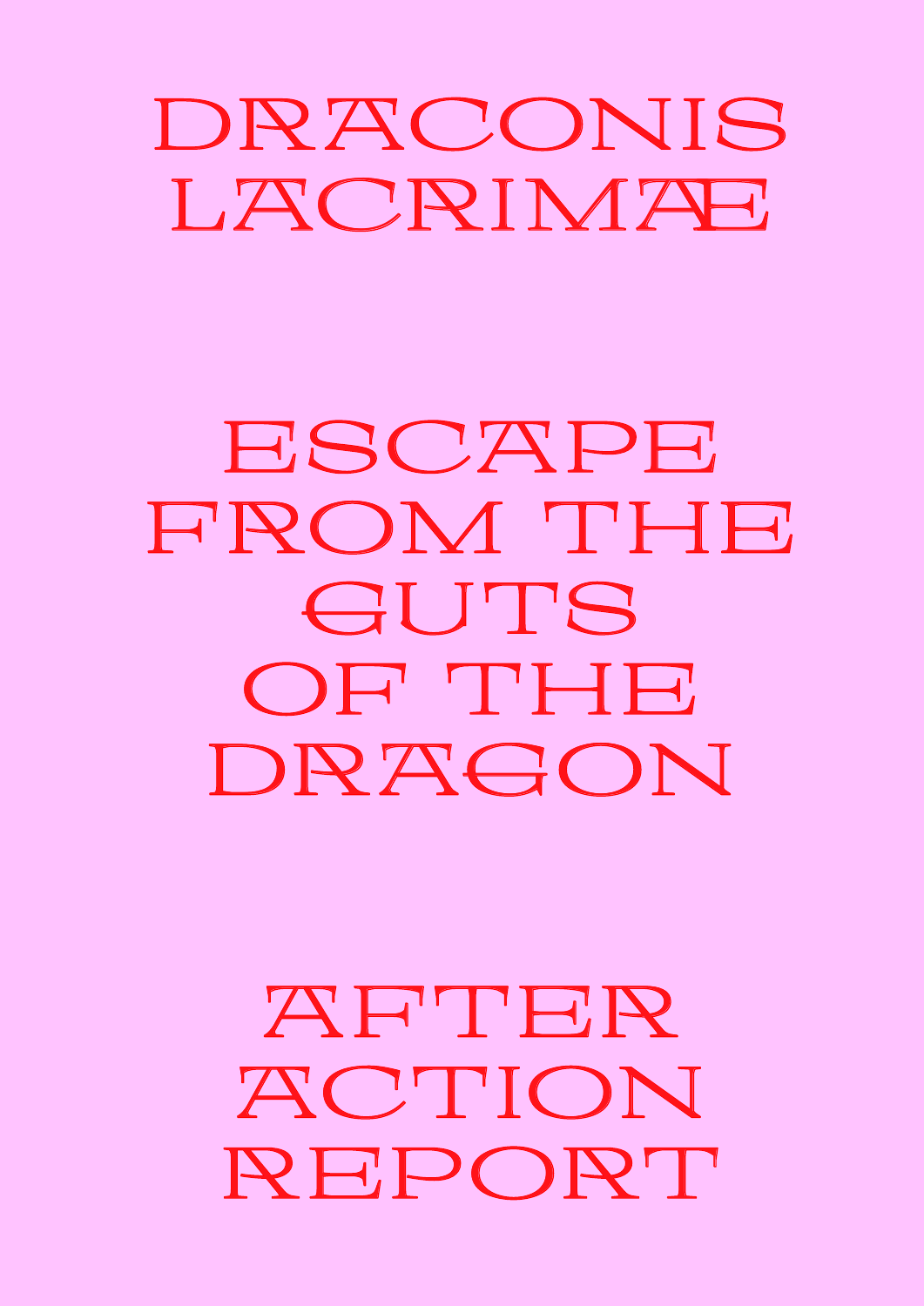# DRACONIS LACRIMAE

## ESCAPE FROM THE GUTS OF THE DRAGON

## AFTER ACTION REPORT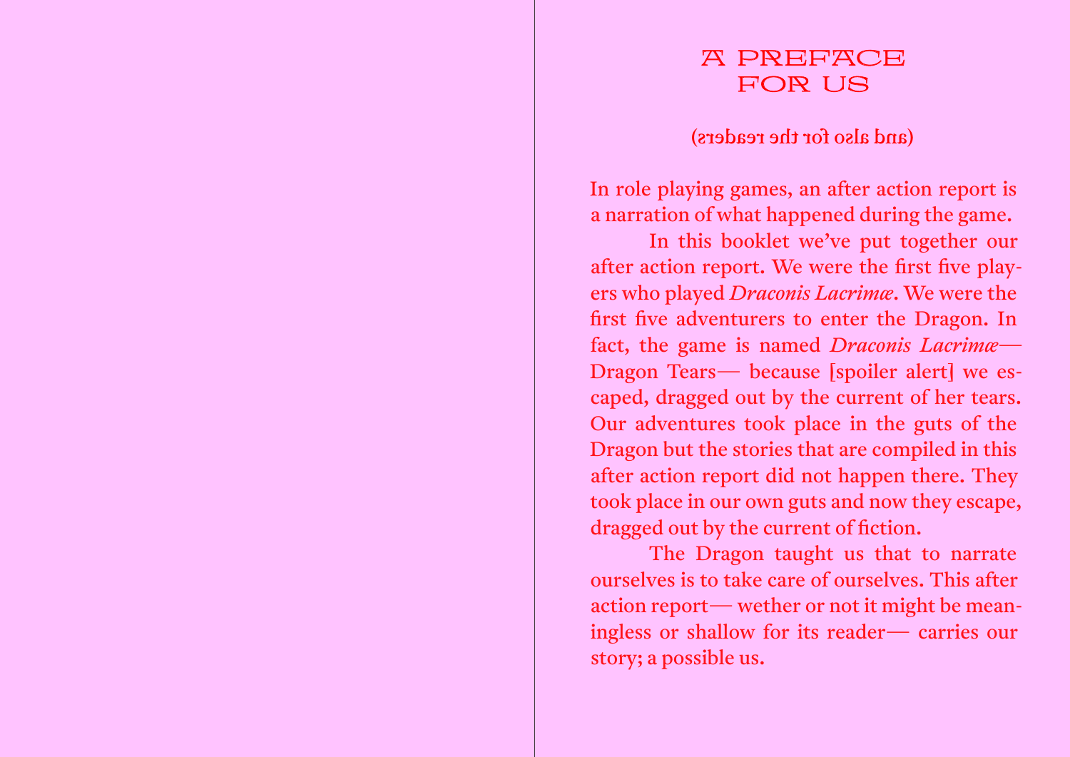# A PREFACE FOR US

(and also for the readers)

In role playing games, an after action report is a narration of what happened during the game.

In this booklet we've put together our after action report. We were the first five players who played *Draconis Lacrimæ*. We were the first five adventurers to enter the Dragon. In fact, the game is named *Draconis Lacrimæ*— Dragon Tears— because [spoiler alert] we escaped, dragged out by the current of her tears. Our adventures took place in the guts of the Dragon but the stories that are compiled in this after action report did not happen there. They took place in our own guts and now they escape, dragged out by the current of fiction.

The Dragon taught us that to narrate ourselves is to take care of ourselves. This after action report— wether or not it might be meaningless or shallow for its reader— carries our story; a possible us.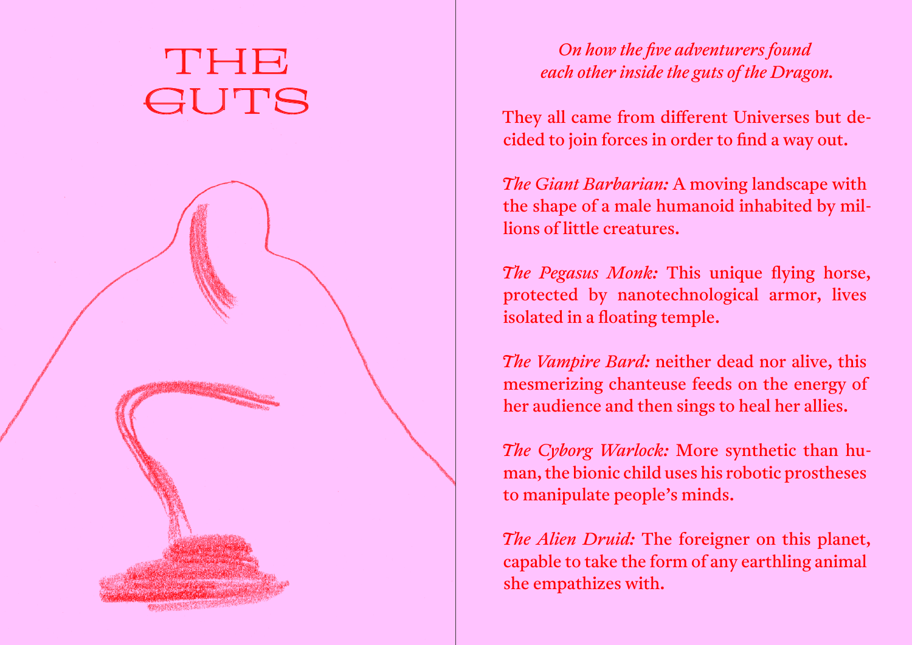# THE GUTS

*On how the five adventurers found each other inside the guts of the Dragon.*

They all came from different Universes but decided to join forces in order to find a way out.

*The Giant Barbarian:* A moving landscape with the shape of a male humanoid inhabited by millions of little creatures.

*The Pegasus Monk:* This unique flying horse, protected by nanotechnological armor, lives isolated in a floating temple.

*The Vampire Bard:* neither dead nor alive, this mesmerizing chanteuse feeds on the energy of her audience and then sings to heal her allies.

*The Cyborg Warlock:* More synthetic than human, the bionic child uses his robotic prostheses to manipulate people's minds.

*The Alien Druid:* The foreigner on this planet, capable to take the form of any earthling animal she empathizes with.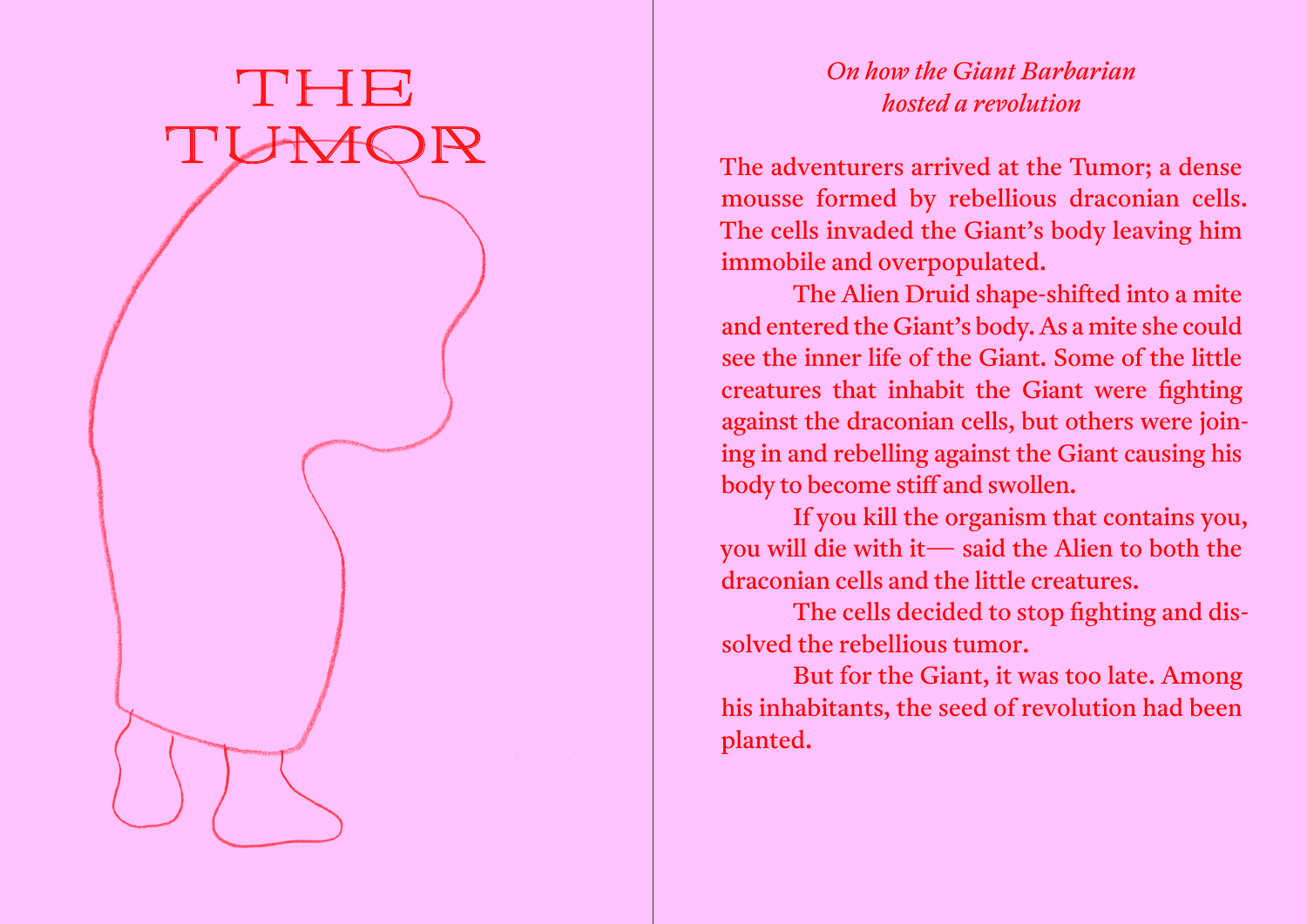# THE TUMOR

*On how the Giant Barbarian hosted a revolution*

The adventurers arrived at the Tumor; a dense mousse formed by rebellious draconian cells. The cells invaded the Giant's body leaving him immobile and overpopulated.

The Alien Druid shape-shifted into a mite and entered the Giant's body. As a mite she could see the inner life of the Giant. Some of the little creatures that inhabit the Giant were fighting against the draconian cells, but others were joining in and rebelling against the Giant causing his body to become stiff and swollen.

If you kill the organism that contains you, you will die with it— said the Alien to both the draconian cells and the little creatures.

The cells decided to stop fighting and dissolved the rebellious tumor.

But for the Giant, it was too late. Among his inhabitants, the seed of revolution had been planted.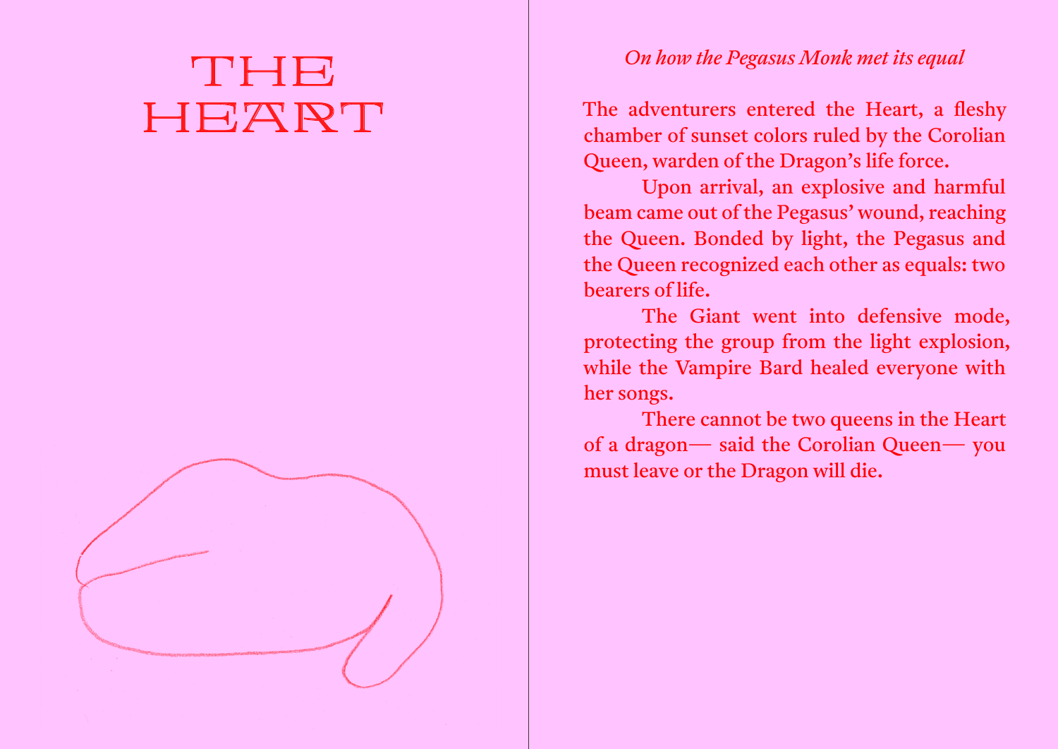# THE HEART

*On how the Pegasus Monk met its equal*

The adventurers entered the Heart, a fleshy chamber of sunset colors ruled by the Corolian Queen, warden of the Dragon's life force.

Upon arrival, an explosive and harmful beam came out of the Pegasus' wound, reaching the Queen. Bonded by light, the Pegasus and the Queen recognized each other as equals: two bearers of life.

The Giant went into defensive mode, protecting the group from the light explosion, while the Vampire Bard healed everyone with her songs.

There cannot be two queens in the Heart of a dragon— said the Corolian Queen— you must leave or the Dragon will die.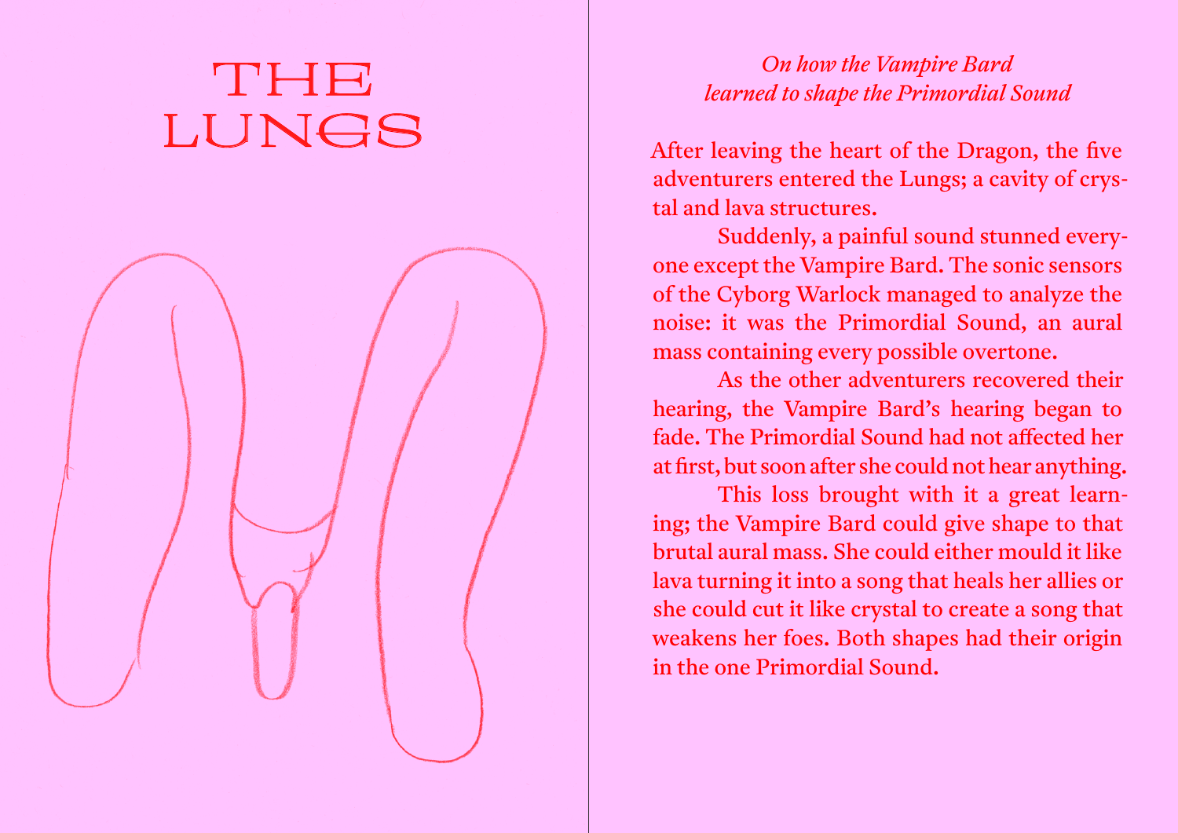# THE LUNGS

*On how the Vampire Bard learned to shape the Primordial Sound*

After leaving the heart of the Dragon, the five adventurers entered the Lungs; a cavity of crystal and lava structures.

Suddenly, a painful sound stunned everyone except the Vampire Bard. The sonic sensors of the Cyborg Warlock managed to analyze the noise: it was the Primordial Sound, an aural mass containing every possible overtone.

As the other adventurers recovered their hearing, the Vampire Bard's hearing began to fade. The Primordial Sound had not affected her at first, but soon after she could not hear anything.

This loss brought with it a great learning; the Vampire Bard could give shape to that brutal aural mass. She could either mould it like lava turning it into a song that heals her allies or she could cut it like crystal to create a song that weakens her foes. Both shapes had their origin in the one Primordial Sound.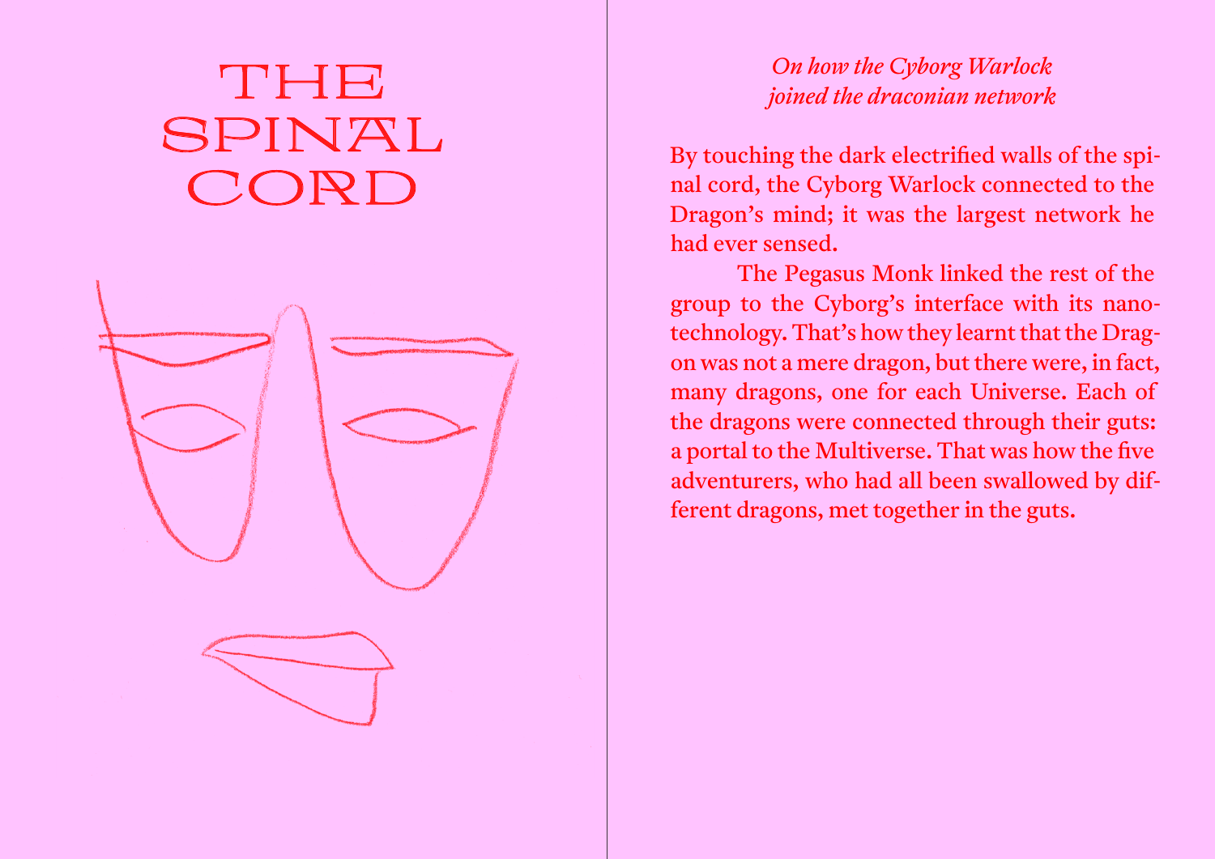# THE SPINAL CORD

*On how the Cyborg Warlock joined the draconian network*

By touching the dark electrified walls of the spinal cord, the Cyborg Warlock connected to the Dragon's mind; it was the largest network he had ever sensed.

The Pegasus Monk linked the rest of the group to the Cyborg's interface with its nanotechnology. That's how they learnt that the Dragon was not a mere dragon, but there were, in fact, many dragons, one for each Universe. Each of the dragons were connected through their guts: a portal to the Multiverse. That was how the five adventurers, who had all been swallowed by different dragons, met together in the guts.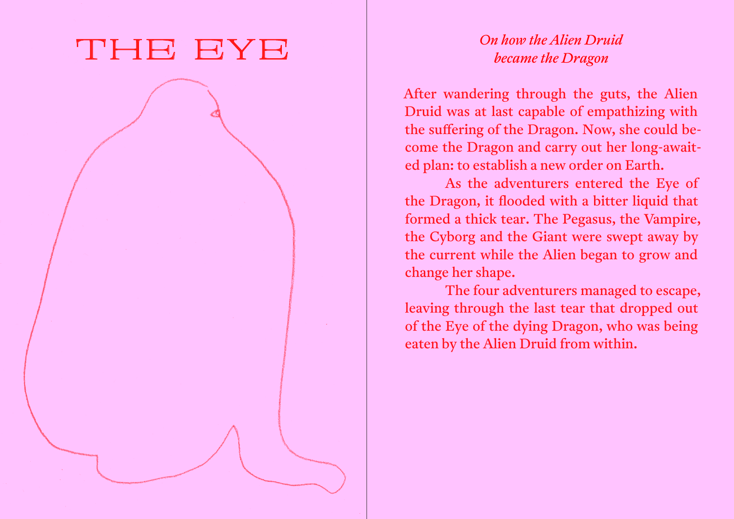# THE EYE

*On how the Alien Druid became the Dragon*

After wandering through the guts, the Alien Druid was at last capable of empathizing with the suffering of the Dragon. Now, she could become the Dragon and carry out her long-awaited plan: to establish a new order on Earth.

As the adventurers entered the Eye of the Dragon, it flooded with a bitter liquid that formed a thick tear. The Pegasus, the Vampire, the Cyborg and the Giant were swept away by the current while the Alien began to grow and change her shape.

The four adventurers managed to escape, leaving through the last tear that dropped out of the Eye of the dying Dragon, who was being eaten by the Alien Druid from within.